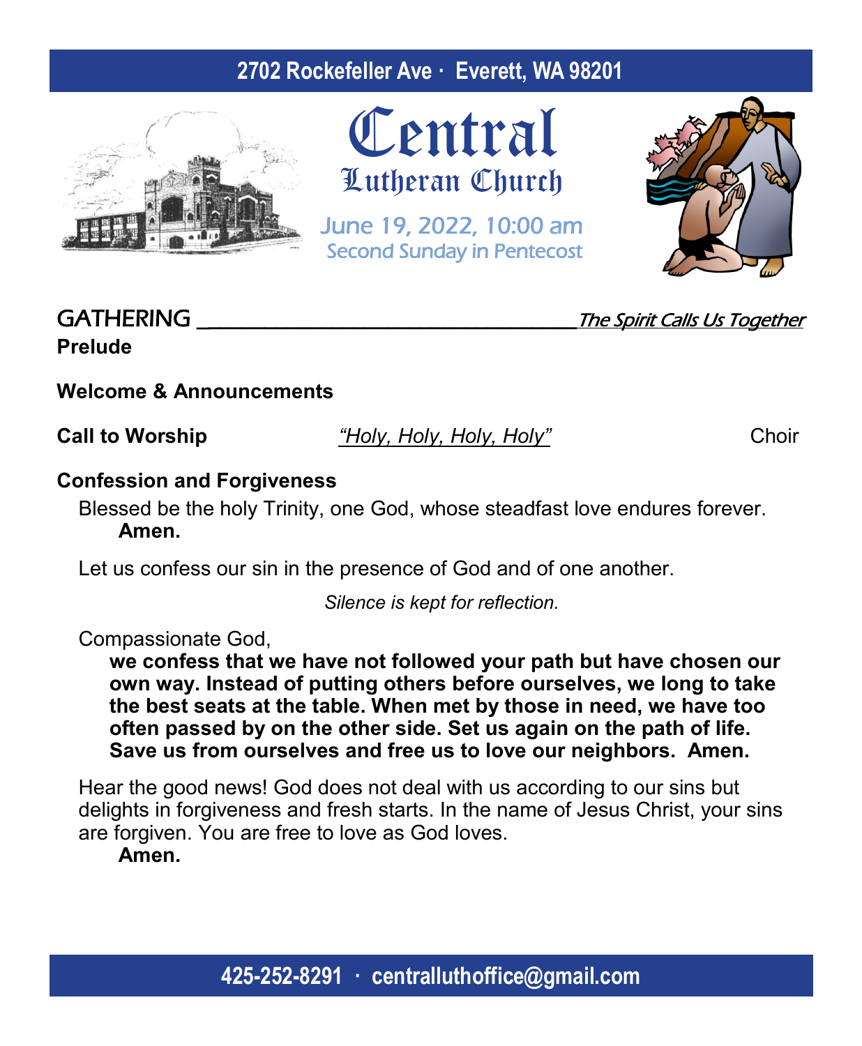2702 Rockefeller Ave · Everett, WA 98201

# Central
## Lutheran Church

June 19, 2022, 10:00 am
Second Sunday in Pentecost

## GATHERING — *The Spirit Calls Us Together*

**Prelude**

**Welcome & Announcements**

**Call to Worship** *"Holy, Holy, Holy, Holy"* Choir

**Confession and Forgiveness**

Blessed be the holy Trinity, one God, whose steadfast love endures forever.
**Amen.**

Let us confess our sin in the presence of God and of one another.

*Silence is kept for reflection.*

Compassionate God,
**we confess that we have not followed your path but have chosen our own way. Instead of putting others before ourselves, we long to take the best seats at the table. When met by those in need, we have too often passed by on the other side. Set us again on the path of life. Save us from ourselves and free us to love our neighbors. Amen.**

Hear the good news! God does not deal with us according to our sins but delights in forgiveness and fresh starts. In the name of Jesus Christ, your sins are forgiven. You are free to love as God loves.
**Amen.**

425-252-8291 · centralluthoffice@gmail.com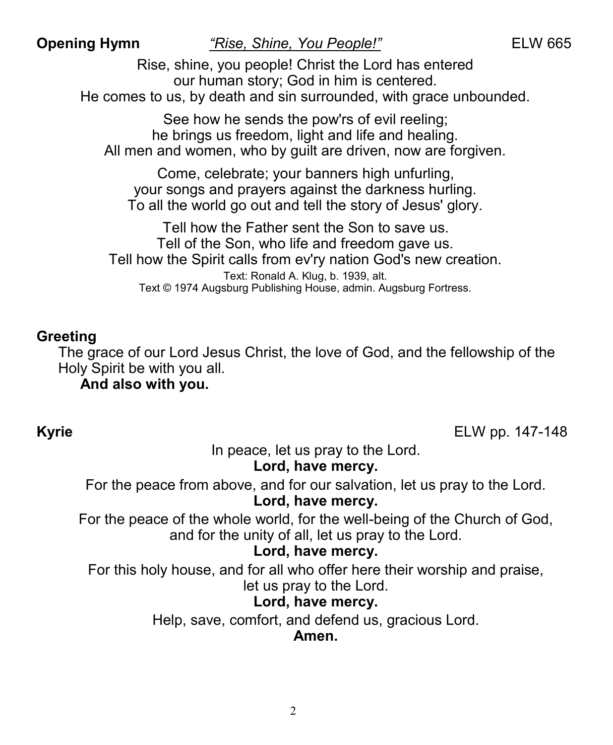**Opening Hymn** *"Rise, Shine, You People!"* ELW 665

Rise, shine, you people! Christ the Lord has entered
our human story; God in him is centered.
He comes to us, by death and sin surrounded, with grace unbounded.

See how he sends the pow'rs of evil reeling;
he brings us freedom, light and life and healing.
All men and women, who by guilt are driven, now are forgiven.

Come, celebrate; your banners high unfurling,
your songs and prayers against the darkness hurling.
To all the world go out and tell the story of Jesus' glory.

Tell how the Father sent the Son to save us.
Tell of the Son, who life and freedom gave us.
Tell how the Spirit calls from ev'ry nation God's new creation.

Text: Ronald A. Klug, b. 1939, alt.
Text © 1974 Augsburg Publishing House, admin. Augsburg Fortress.

**Greeting**

The grace of our Lord Jesus Christ, the love of God, and the fellowship of the Holy Spirit be with you all.

**And also with you.**

**Kyrie** ELW pp. 147-148

In peace, let us pray to the Lord.
**Lord, have mercy.**

For the peace from above, and for our salvation, let us pray to the Lord.
**Lord, have mercy.**

For the peace of the whole world, for the well-being of the Church of God, and for the unity of all, let us pray to the Lord.
**Lord, have mercy.**

For this holy house, and for all who offer here their worship and praise, let us pray to the Lord.
**Lord, have mercy.**

Help, save, comfort, and defend us, gracious Lord.
**Amen.**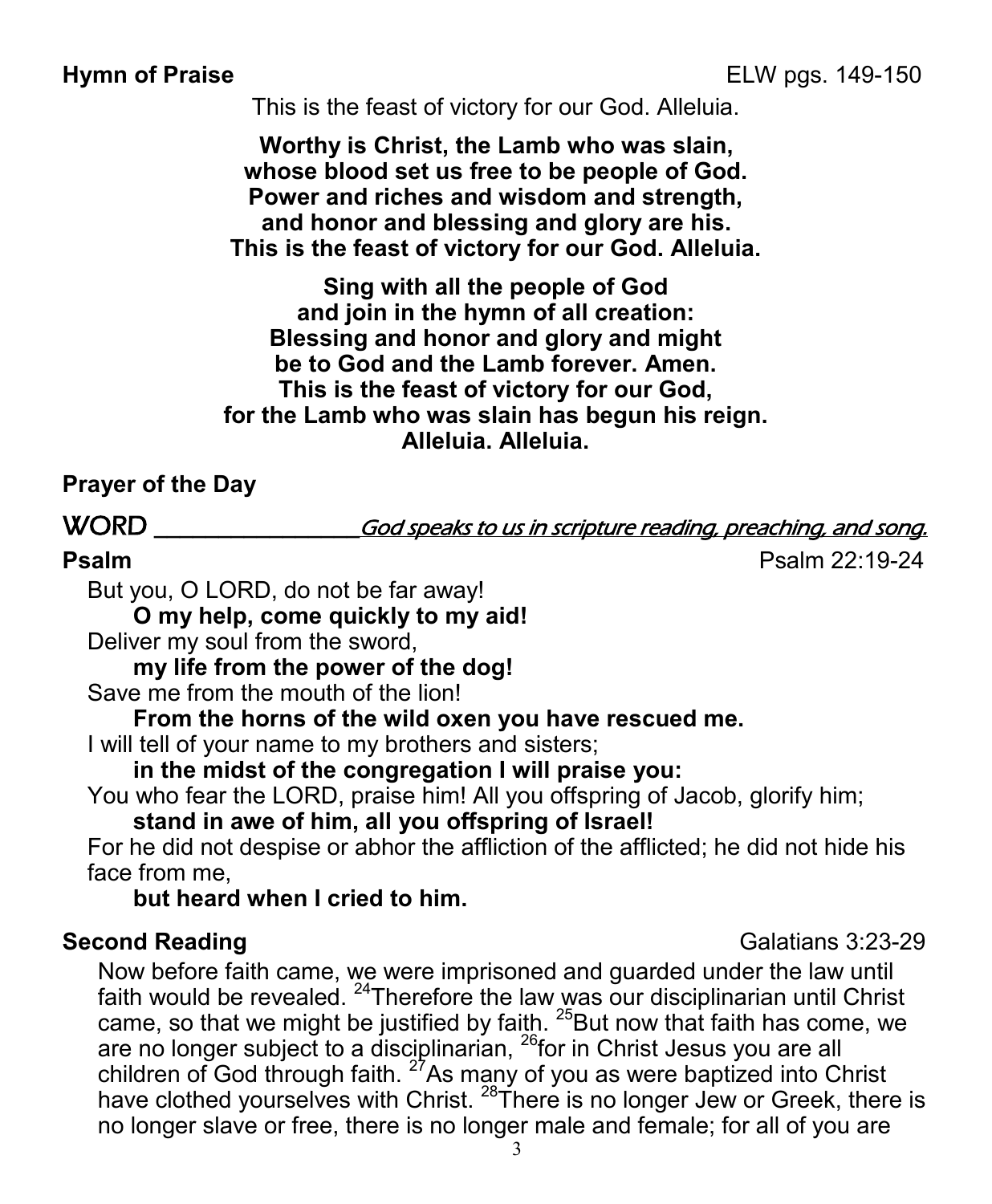**Hymn of Praise** ELW pgs. 149-150

This is the feast of victory for our God. Alleluia.

**Worthy is Christ, the Lamb who was slain,**
**whose blood set us free to be people of God.**
**Power and riches and wisdom and strength,**
**and honor and blessing and glory are his.**
**This is the feast of victory for our God. Alleluia.**

**Sing with all the people of God**
**and join in the hymn of all creation:**
**Blessing and honor and glory and might**
**be to God and the Lamb forever. Amen.**
**This is the feast of victory for our God,**
**for the Lamb who was slain has begun his reign.**
**Alleluia. Alleluia.**

**Prayer of the Day**

## WORD _God speaks to us in scripture reading, preaching, and song._

**Psalm** Psalm 22:19-24

But you, O LORD, do not be far away!
**O my help, come quickly to my aid!**
Deliver my soul from the sword,
**my life from the power of the dog!**
Save me from the mouth of the lion!
**From the horns of the wild oxen you have rescued me.**
I will tell of your name to my brothers and sisters;
**in the midst of the congregation I will praise you:**
You who fear the LORD, praise him! All you offspring of Jacob, glorify him;
**stand in awe of him, all you offspring of Israel!**
For he did not despise or abhor the affliction of the afflicted; he did not hide his face from me,
**but heard when I cried to him.**

**Second Reading** Galatians 3:23-29

Now before faith came, we were imprisoned and guarded under the law until faith would be revealed. [24]Therefore the law was our disciplinarian until Christ came, so that we might be justified by faith. [25]But now that faith has come, we are no longer subject to a disciplinarian, [26]for in Christ Jesus you are all children of God through faith. [27]As many of you as were baptized into Christ have clothed yourselves with Christ. [28]There is no longer Jew or Greek, there is no longer slave or free, there is no longer male and female; for all of you are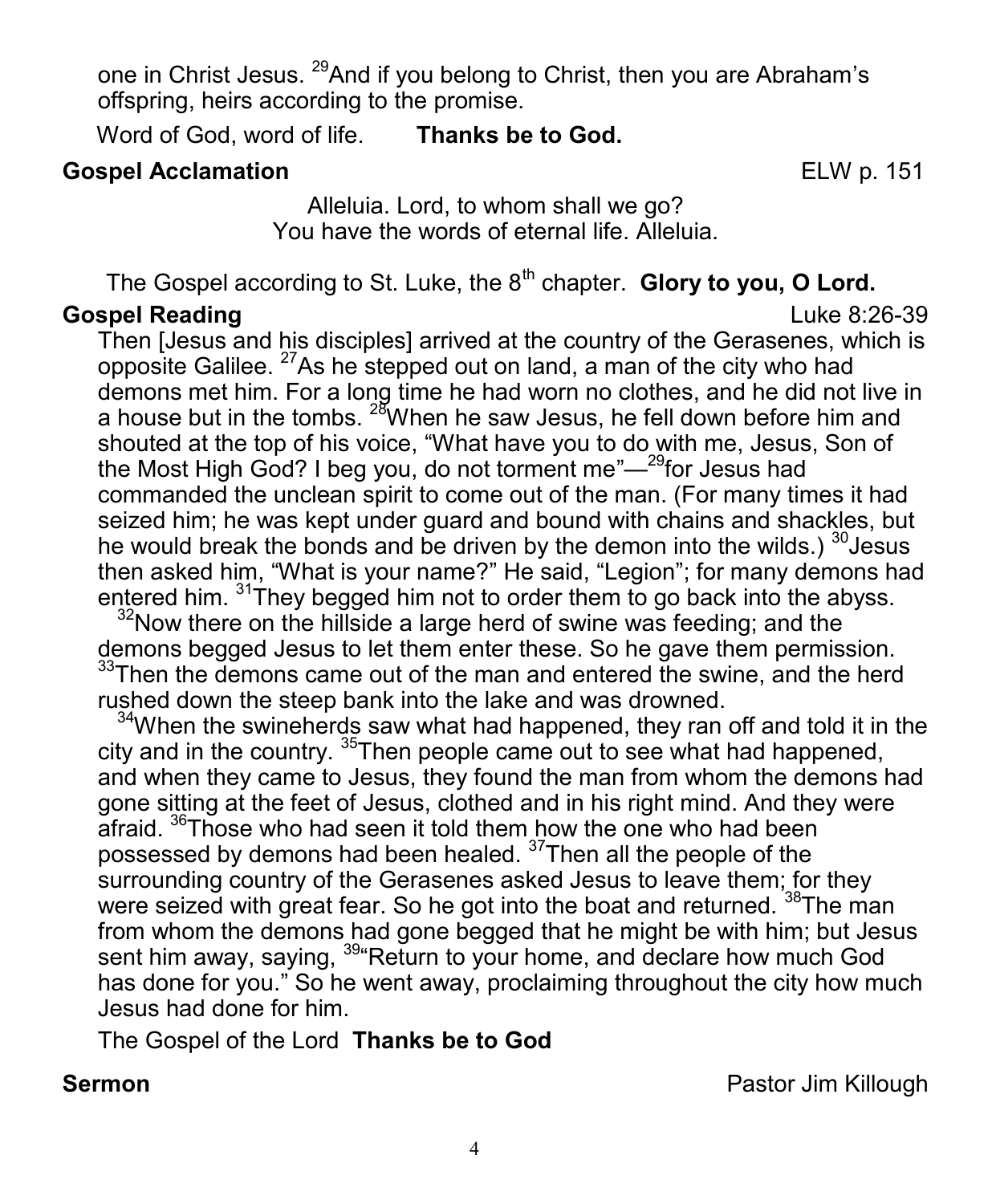one in Christ Jesus. [29]And if you belong to Christ, then you are Abraham's offspring, heirs according to the promise.

Word of God, word of life. **Thanks be to God.**

**Gospel Acclamation** ELW p. 151

Alleluia. Lord, to whom shall we go?
You have the words of eternal life. Alleluia.

The Gospel according to St. Luke, the 8th chapter. **Glory to you, O Lord.**

**Gospel Reading** Luke 8:26-39

Then [Jesus and his disciples] arrived at the country of the Gerasenes, which is opposite Galilee. [27]As he stepped out on land, a man of the city who had demons met him. For a long time he had worn no clothes, and he did not live in a house but in the tombs. [28]When he saw Jesus, he fell down before him and shouted at the top of his voice, "What have you to do with me, Jesus, Son of the Most High God? I beg you, do not torment me"—[29]for Jesus had commanded the unclean spirit to come out of the man. (For many times it had seized him; he was kept under guard and bound with chains and shackles, but he would break the bonds and be driven by the demon into the wilds.) [30]Jesus then asked him, "What is your name?" He said, "Legion"; for many demons had entered him. [31]They begged him not to order them to go back into the abyss.

[32]Now there on the hillside a large herd of swine was feeding; and the demons begged Jesus to let them enter these. So he gave them permission. [33]Then the demons came out of the man and entered the swine, and the herd rushed down the steep bank into the lake and was drowned.

[34]When the swineherds saw what had happened, they ran off and told it in the city and in the country. [35]Then people came out to see what had happened, and when they came to Jesus, they found the man from whom the demons had gone sitting at the feet of Jesus, clothed and in his right mind. And they were afraid. [36]Those who had seen it told them how the one who had been possessed by demons had been healed. [37]Then all the people of the surrounding country of the Gerasenes asked Jesus to leave them; for they were seized with great fear. So he got into the boat and returned. [38]The man from whom the demons had gone begged that he might be with him; but Jesus sent him away, saying, [39]"Return to your home, and declare how much God has done for you." So he went away, proclaiming throughout the city how much Jesus had done for him.

The Gospel of the Lord **Thanks be to God**

**Sermon** Pastor Jim Killough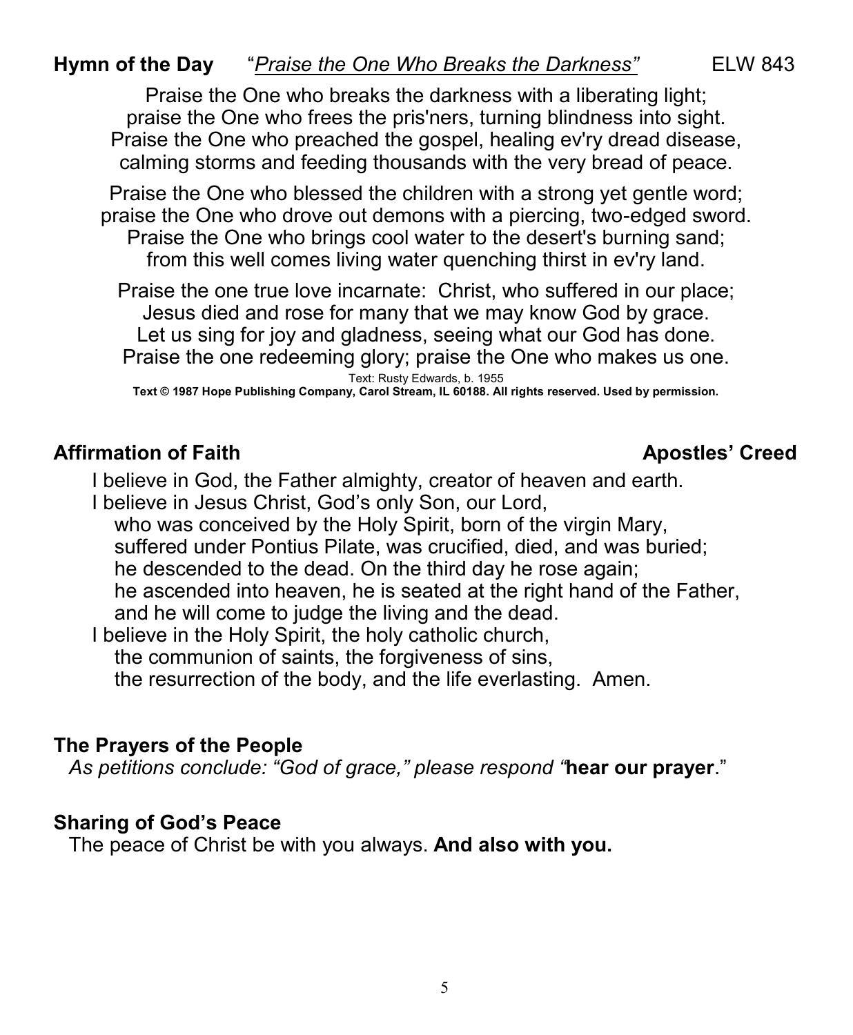**Hymn of the Day** "*Praise the One Who Breaks the Darkness"* ELW 843

Praise the One who breaks the darkness with a liberating light;
praise the One who frees the pris'ners, turning blindness into sight.
Praise the One who preached the gospel, healing ev'ry dread disease,
calming storms and feeding thousands with the very bread of peace.

Praise the One who blessed the children with a strong yet gentle word;
praise the One who drove out demons with a piercing, two-edged sword.
Praise the One who brings cool water to the desert's burning sand;
from this well comes living water quenching thirst in ev'ry land.

Praise the one true love incarnate: Christ, who suffered in our place;
Jesus died and rose for many that we may know God by grace.
Let us sing for joy and gladness, seeing what our God has done.
Praise the one redeeming glory; praise the One who makes us one.

Text: Rusty Edwards, b. 1955
**Text © 1987 Hope Publishing Company, Carol Stream, IL 60188. All rights reserved. Used by permission.**

**Affirmation of Faith** **Apostles' Creed**

I believe in God, the Father almighty, creator of heaven and earth.
I believe in Jesus Christ, God's only Son, our Lord,
who was conceived by the Holy Spirit, born of the virgin Mary,
suffered under Pontius Pilate, was crucified, died, and was buried;
he descended to the dead. On the third day he rose again;
he ascended into heaven, he is seated at the right hand of the Father,
and he will come to judge the living and the dead.
I believe in the Holy Spirit, the holy catholic church,
the communion of saints, the forgiveness of sins,
the resurrection of the body, and the life everlasting. Amen.

**The Prayers of the People**

*As petitions conclude: "God of grace," please respond "***hear our prayer**."

**Sharing of God's Peace**

The peace of Christ be with you always. **And also with you.**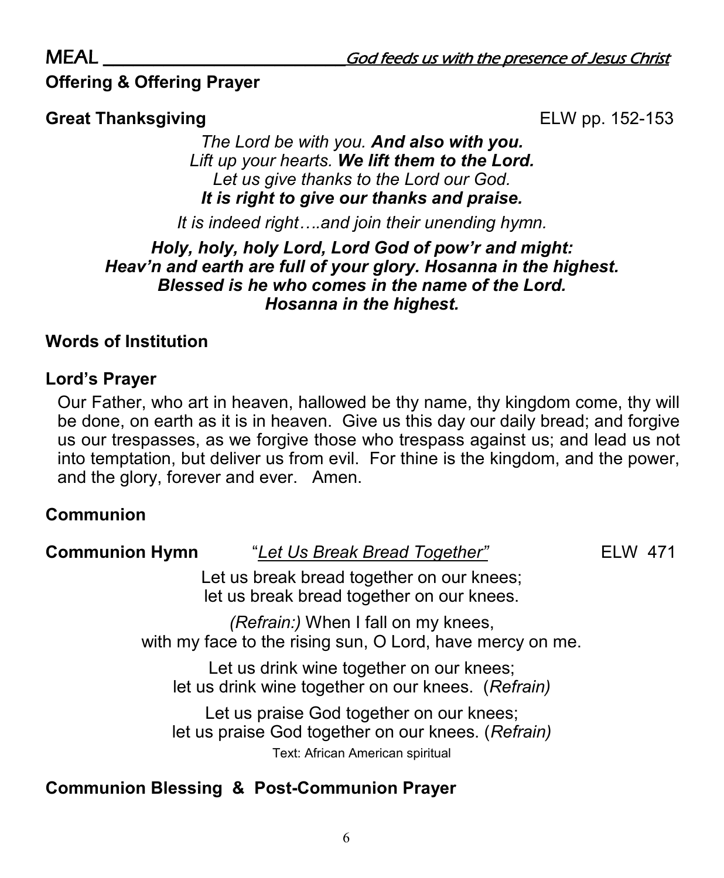## MEAL _____________________________ *God feeds us with the presence of Jesus Christ*

**Offering & Offering Prayer**

**Great Thanksgiving** ELW pp. 152-153

*The Lord be with you.* ***And also with you.***
*Lift up your hearts.* ***We lift them to the Lord.***
*Let us give thanks to the Lord our God.*
***It is right to give our thanks and praise.***

*It is indeed right….and join their unending hymn.*

***Holy, holy, holy Lord, Lord God of pow'r and might:***
***Heav'n and earth are full of your glory. Hosanna in the highest.***
***Blessed is he who comes in the name of the Lord.***
***Hosanna in the highest.***

**Words of Institution**

**Lord's Prayer**

Our Father, who art in heaven, hallowed be thy name, thy kingdom come, thy will be done, on earth as it is in heaven. Give us this day our daily bread; and forgive us our trespasses, as we forgive those who trespass against us; and lead us not into temptation, but deliver us from evil. For thine is the kingdom, and the power, and the glory, forever and ever. Amen.

**Communion**

**Communion Hymn** "Let Us Break Bread Together" ELW 471

Let us break bread together on our knees;
let us break bread together on our knees.

*(Refrain:)* When I fall on my knees,
with my face to the rising sun, O Lord, have mercy on me.

Let us drink wine together on our knees;
let us drink wine together on our knees. (*Refrain)*

Let us praise God together on our knees;
let us praise God together on our knees. (*Refrain)*

Text: African American spiritual

**Communion Blessing & Post-Communion Prayer**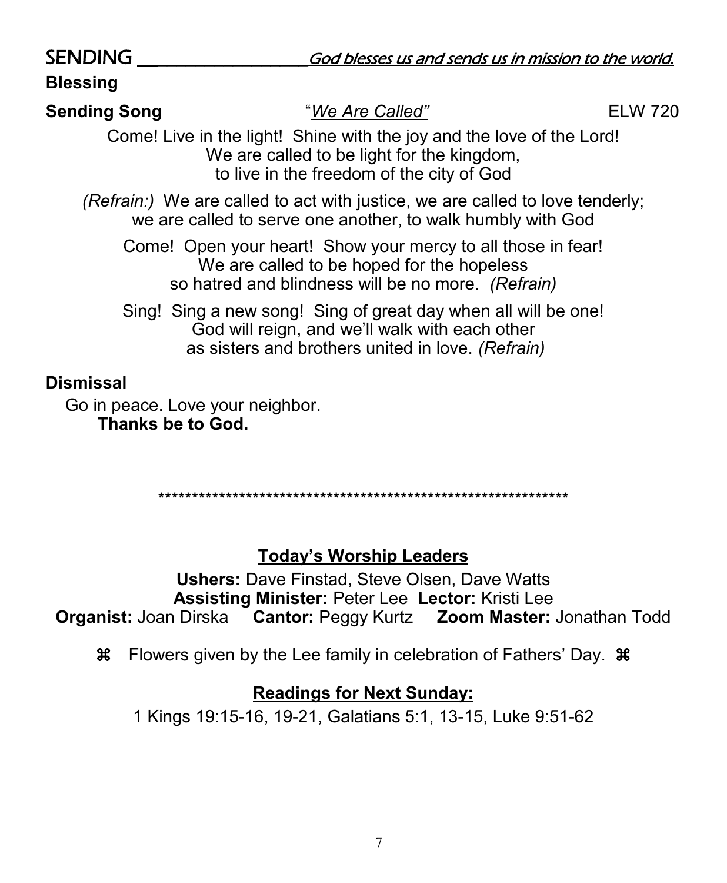## SENDING ___________________ *God blesses us and sends us in mission to the world.*

### Blessing

**Sending Song** "*We Are Called"* ELW 720

Come! Live in the light! Shine with the joy and the love of the Lord!
We are called to be light for the kingdom,
to live in the freedom of the city of God

*(Refrain:)* We are called to act with justice, we are called to love tenderly;
we are called to serve one another, to walk humbly with God

Come! Open your heart! Show your mercy to all those in fear!
We are called to be hoped for the hopeless
so hatred and blindness will be no more. *(Refrain)*

Sing! Sing a new song! Sing of great day when all will be one!
God will reign, and we'll walk with each other
as sisters and brothers united in love. *(Refrain)*

### Dismissal

Go in peace. Love your neighbor.
**Thanks be to God.**

**************************************************************

## Today's Worship Leaders

**Ushers:** Dave Finstad, Steve Olsen, Dave Watts
**Assisting Minister:** Peter Lee **Lector:** Kristi Lee
**Organist:** Joan Dirska **Cantor:** Peggy Kurtz **Zoom Master:** Jonathan Todd

⌘ Flowers given by the Lee family in celebration of Fathers' Day. ⌘

## Readings for Next Sunday:

1 Kings 19:15-16, 19-21, Galatians 5:1, 13-15, Luke 9:51-62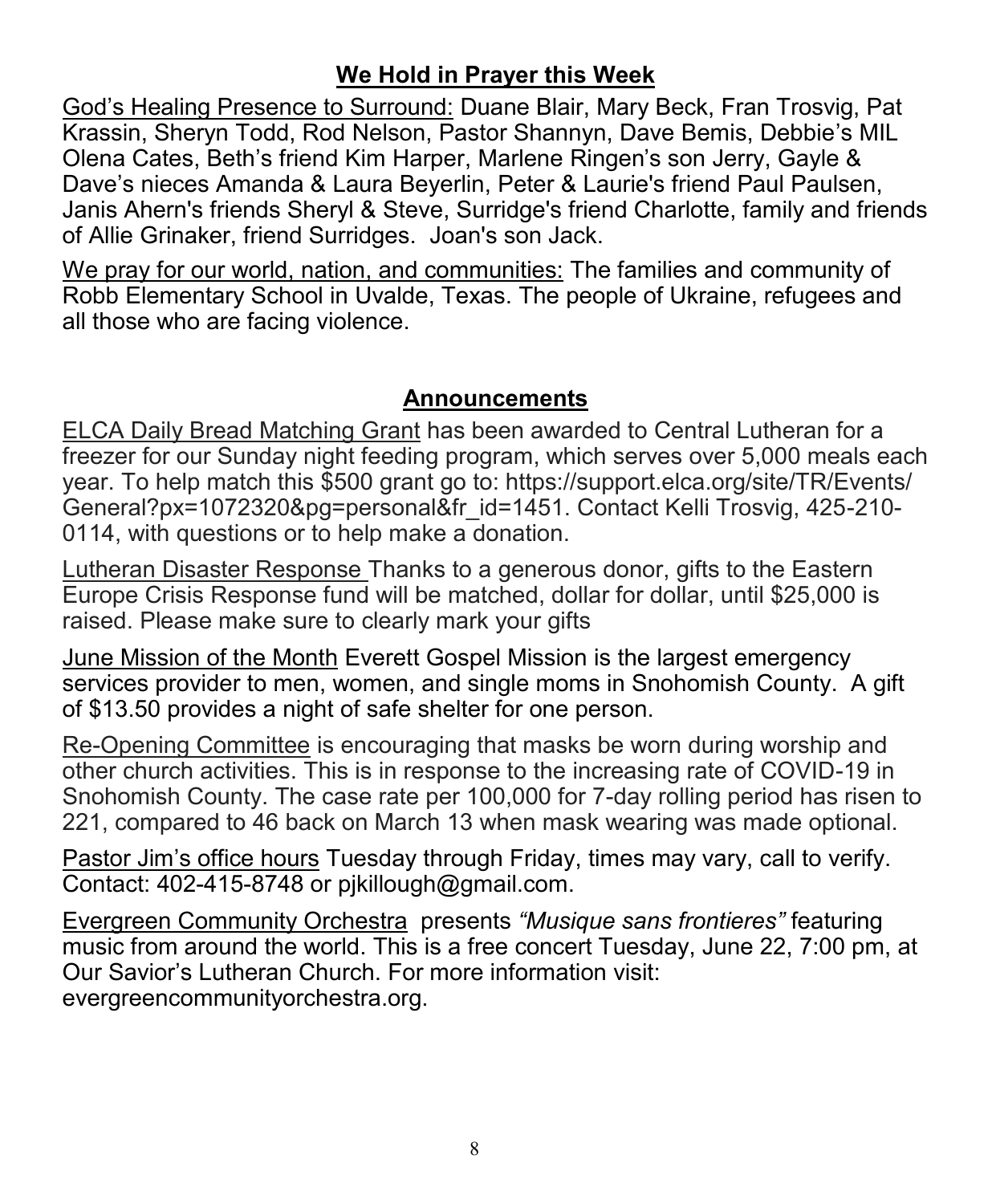## We Hold in Prayer this Week

God's Healing Presence to Surround: Duane Blair, Mary Beck, Fran Trosvig, Pat Krassin, Sheryn Todd, Rod Nelson, Pastor Shannyn, Dave Bemis, Debbie's MIL Olena Cates, Beth's friend Kim Harper, Marlene Ringen's son Jerry, Gayle & Dave's nieces Amanda & Laura Beyerlin, Peter & Laurie's friend Paul Paulsen, Janis Ahern's friends Sheryl & Steve, Surridge's friend Charlotte, family and friends of Allie Grinaker, friend Surridges. Joan's son Jack.

We pray for our world, nation, and communities: The families and community of Robb Elementary School in Uvalde, Texas. The people of Ukraine, refugees and all those who are facing violence.

## Announcements

ELCA Daily Bread Matching Grant has been awarded to Central Lutheran for a freezer for our Sunday night feeding program, which serves over 5,000 meals each year. To help match this $500 grant go to: https://support.elca.org/site/TR/Events/General?px=1072320&pg=personal&fr_id=1451. Contact Kelli Trosvig, 425-210-0114, with questions or to help make a donation.

Lutheran Disaster Response Thanks to a generous donor, gifts to the Eastern Europe Crisis Response fund will be matched, dollar for dollar, until $25,000 is raised. Please make sure to clearly mark your gifts

June Mission of the Month Everett Gospel Mission is the largest emergency services provider to men, women, and single moms in Snohomish County. A gift of $13.50 provides a night of safe shelter for one person.

Re-Opening Committee is encouraging that masks be worn during worship and other church activities. This is in response to the increasing rate of COVID-19 in Snohomish County. The case rate per 100,000 for 7-day rolling period has risen to 221, compared to 46 back on March 13 when mask wearing was made optional.

Pastor Jim's office hours Tuesday through Friday, times may vary, call to verify. Contact: 402-415-8748 or pjkillough@gmail.com.

Evergreen Community Orchestra presents *"Musique sans frontieres"* featuring music from around the world. This is a free concert Tuesday, June 22, 7:00 pm, at Our Savior's Lutheran Church. For more information visit: evergreencommunityorchestra.org.